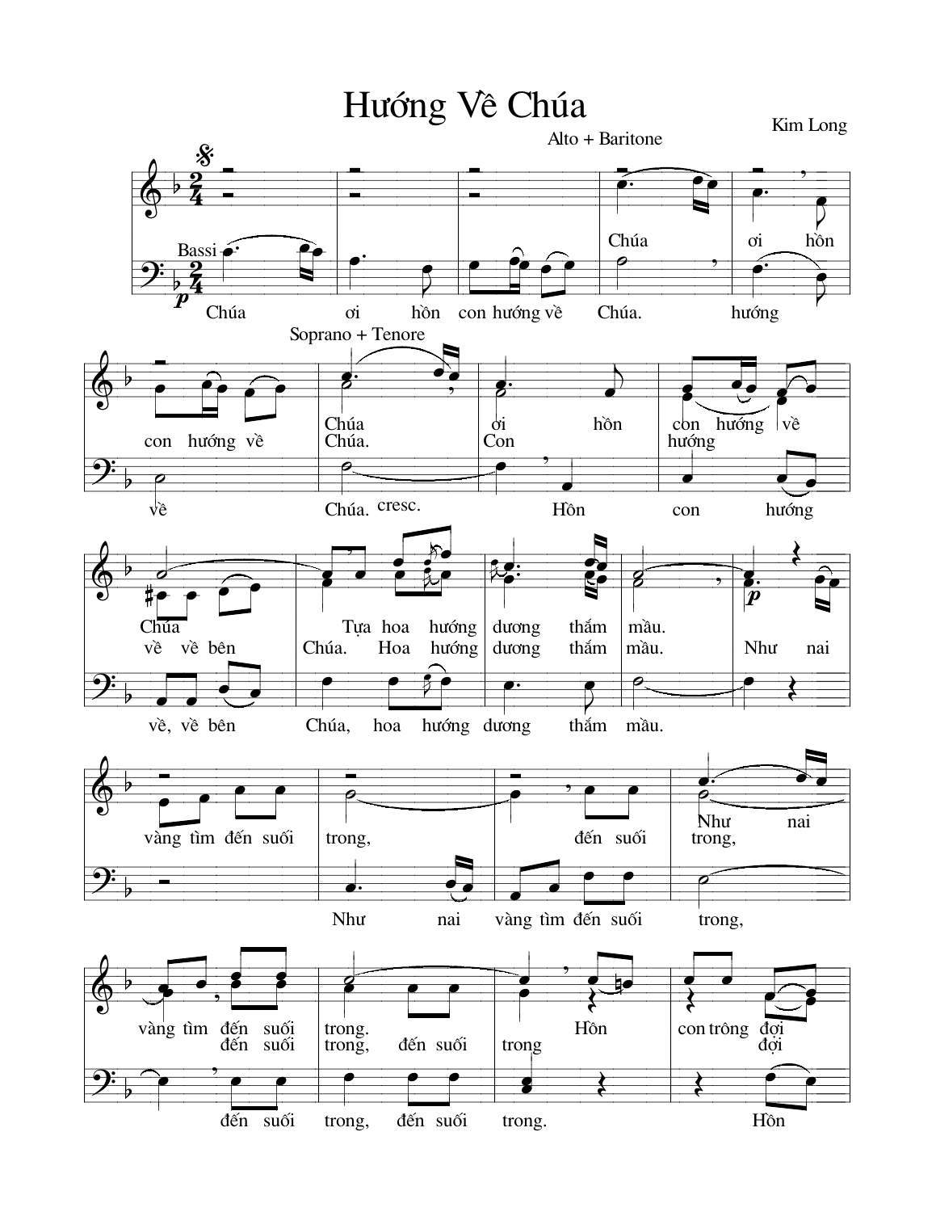# Hướng Về Chúa

Kim Long

Alto + Baritone

Bassi

*p*

Chúa ơi hồn

Chúa ơi hồn con hướng về Chúa. hướng

con hướng về

Soprano + Tenore

Chúa ơi hồn con hướng về

Chúa. Con hướng

về Chúa. cresc. Hồn con hướng

Chúa Tựa hoa hướng dương thắm màu.

về về bên Chúa. Hoa hướng dương thắm màu. Như nai

về, về bên Chúa, hoa hướng dương thắm màu.

vàng tìm đến suối trong, đến suối trong,

Như nai

Như nai vàng tìm đến suối trong,

vàng tìm đến suối trong. Hồn con trông đợi

đến suối trong, đến suối trong đợi

đến suối trong, đến suối trong. Hồn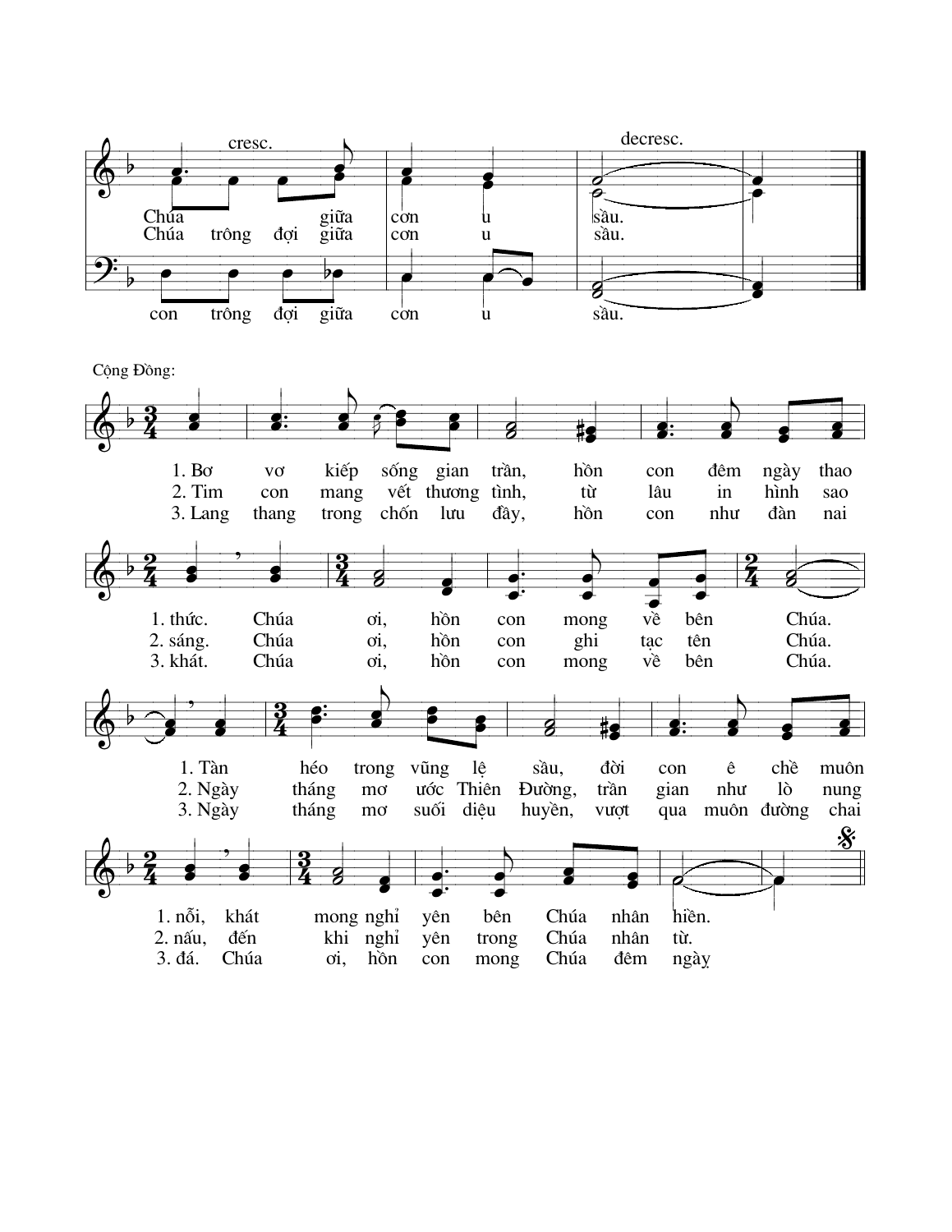cresc. decresc.

Chúa giữa cơn u sầu.
Chúa trông đợi giữa cơn u sầu.

con trông đợi giữa cơn u sầu.

Cộng Đồng:

1. Bơ vơ kiếp sống gian trần, hồn con đêm ngày thao
2. Tim con mang vết thương tình, từ lâu in hình sao
3. Lang thang trong chốn lưu đày, hồn con như đàn nai

1. thức. Chúa ơi, hồn con mong về bên Chúa.
2. sáng. Chúa ơi, hồn con ghi tạc tên Chúa.
3. khát. Chúa ơi, hồn con mong về bên Chúa.

1. Tàn héo trong vũng lệ sầu, đời con ê chề muôn
2. Ngày tháng mơ ước Thiên Đường, trần gian như lò nung
3. Ngày tháng mơ suối diệu huyền, vượt qua muôn đường chai

1. nỗi, khát mong nghỉ yên bên Chúa nhân hiền.
2. nấu, đến khi nghỉ yên trong Chúa nhân từ.
3. đá. Chúa ơi, hồn con mong Chúa đêm ngày